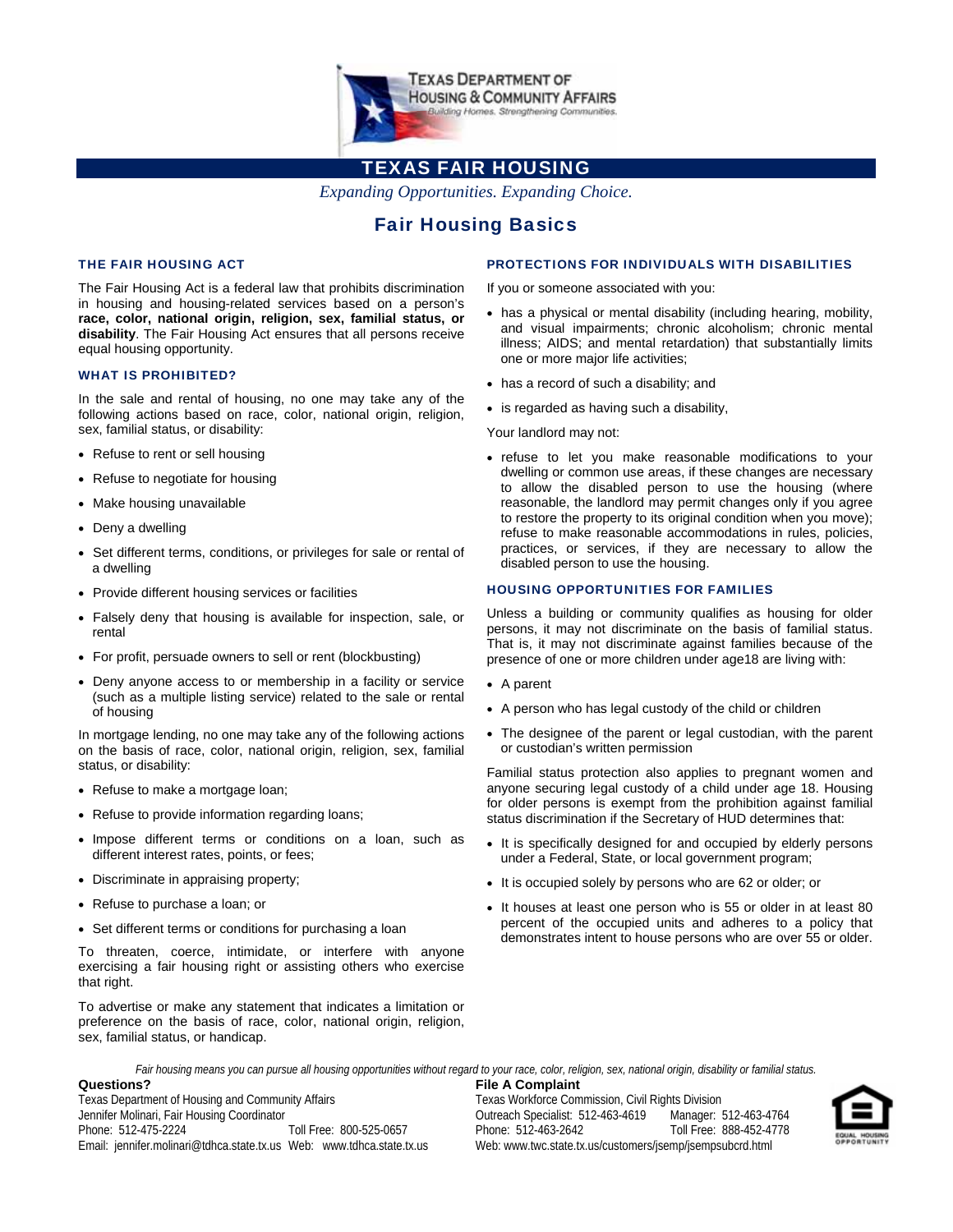TEXAS DEPARTMENT OF HOUSING & COMMUNITY AFFAIRS
*Building Homes. Strengthening Communities.*

# TEXAS FAIR HOUSING

*Expanding Opportunities. Expanding Choice.*

## Fair Housing Basics

### THE FAIR HOUSING ACT

The Fair Housing Act is a federal law that prohibits discrimination in housing and housing-related services based on a person's **race, color, national origin, religion, sex, familial status, or disability**. The Fair Housing Act ensures that all persons receive equal housing opportunity.

### WHAT IS PROHIBITED?

In the sale and rental of housing, no one may take any of the following actions based on race, color, national origin, religion, sex, familial status, or disability:

- Refuse to rent or sell housing
- Refuse to negotiate for housing
- Make housing unavailable
- Deny a dwelling
- Set different terms, conditions, or privileges for sale or rental of a dwelling
- Provide different housing services or facilities
- Falsely deny that housing is available for inspection, sale, or rental
- For profit, persuade owners to sell or rent (blockbusting)
- Deny anyone access to or membership in a facility or service (such as a multiple listing service) related to the sale or rental of housing

In mortgage lending, no one may take any of the following actions on the basis of race, color, national origin, religion, sex, familial status, or disability:

- Refuse to make a mortgage loan;
- Refuse to provide information regarding loans;
- Impose different terms or conditions on a loan, such as different interest rates, points, or fees;
- Discriminate in appraising property;
- Refuse to purchase a loan; or
- Set different terms or conditions for purchasing a loan

To threaten, coerce, intimidate, or interfere with anyone exercising a fair housing right or assisting others who exercise that right.

To advertise or make any statement that indicates a limitation or preference on the basis of race, color, national origin, religion, sex, familial status, or handicap.

### PROTECTIONS FOR INDIVIDUALS WITH DISABILITIES

If you or someone associated with you:

- has a physical or mental disability (including hearing, mobility, and visual impairments; chronic alcoholism; chronic mental illness; AIDS; and mental retardation) that substantially limits one or more major life activities;
- has a record of such a disability; and
- is regarded as having such a disability,

Your landlord may not:

- refuse to let you make reasonable modifications to your dwelling or common use areas, if these changes are necessary to allow the disabled person to use the housing (where reasonable, the landlord may permit changes only if you agree to restore the property to its original condition when you move); refuse to make reasonable accommodations in rules, policies, practices, or services, if they are necessary to allow the disabled person to use the housing.

### HOUSING OPPORTUNITIES FOR FAMILIES

Unless a building or community qualifies as housing for older persons, it may not discriminate on the basis of familial status. That is, it may not discriminate against families because of the presence of one or more children under age18 are living with:

- A parent
- A person who has legal custody of the child or children
- The designee of the parent or legal custodian, with the parent or custodian's written permission

Familial status protection also applies to pregnant women and anyone securing legal custody of a child under age 18. Housing for older persons is exempt from the prohibition against familial status discrimination if the Secretary of HUD determines that:

- It is specifically designed for and occupied by elderly persons under a Federal, State, or local government program;
- It is occupied solely by persons who are 62 or older; or
- It houses at least one person who is 55 or older in at least 80 percent of the occupied units and adheres to a policy that demonstrates intent to house persons who are over 55 or older.

*Fair housing means you can pursue all housing opportunities without regard to your race, color, religion, sex, national origin, disability or familial status.*

**Questions?**
Texas Department of Housing and Community Affairs
Jennifer Molinari, Fair Housing Coordinator
Phone: 512-475-2224 Toll Free: 800-525-0657
Email: jennifer.molinari@tdhca.state.tx.us Web: www.tdhca.state.tx.us

**File A Complaint**
Texas Workforce Commission, Civil Rights Division
Outreach Specialist: 512-463-4619 Manager: 512-463-4764
Phone: 512-463-2642 Toll Free: 888-452-4778
Web: www.twc.state.tx.us/customers/jsemp/jsempsubcrd.html

EQUAL HOUSING OPPORTUNITY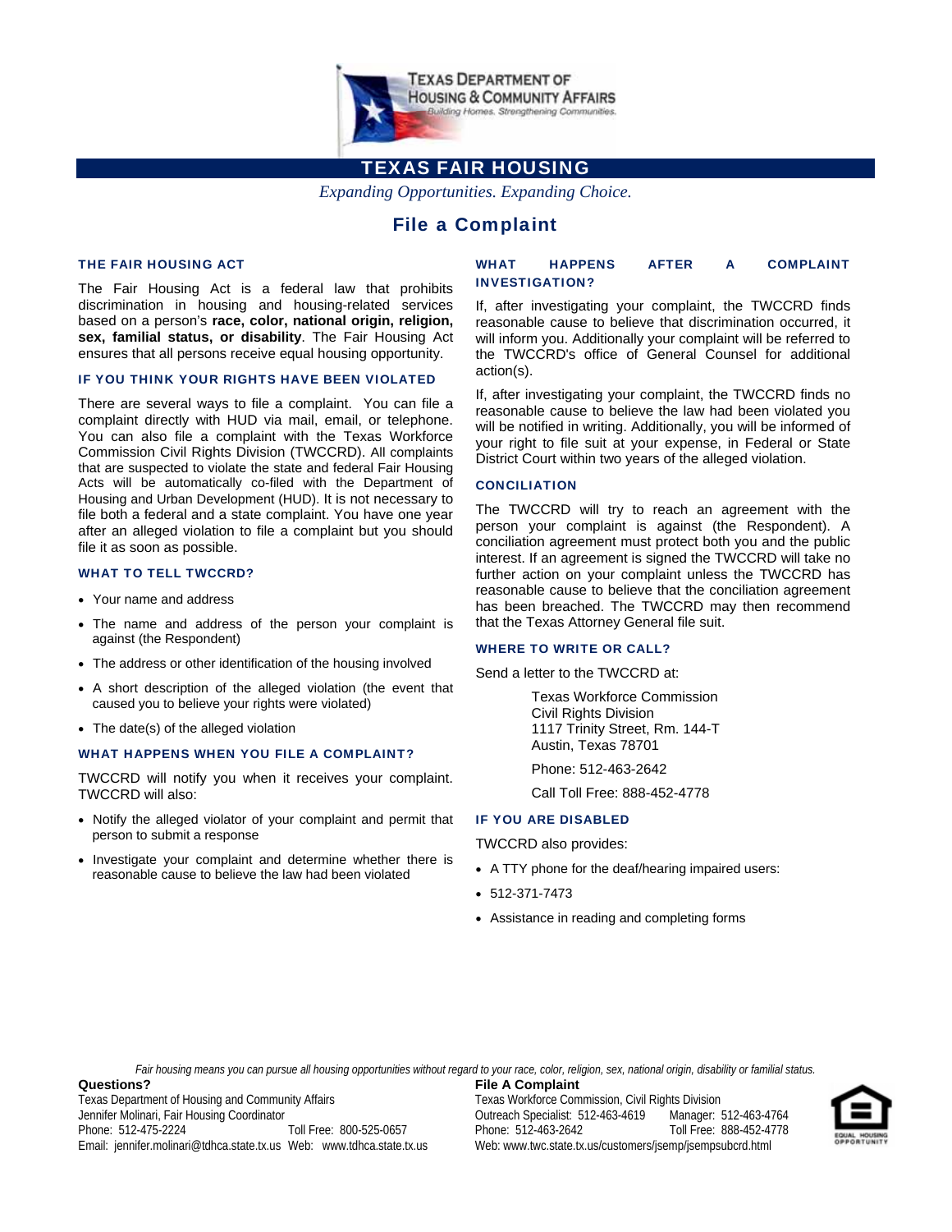# TEXAS FAIR HOUSING

*Expanding Opportunities. Expanding Choice.*

## File a Complaint

### THE FAIR HOUSING ACT

The Fair Housing Act is a federal law that prohibits discrimination in housing and housing-related services based on a person's **race, color, national origin, religion, sex, familial status, or disability**. The Fair Housing Act ensures that all persons receive equal housing opportunity.

### IF YOU THINK YOUR RIGHTS HAVE BEEN VIOLATED

There are several ways to file a complaint. You can file a complaint directly with HUD via mail, email, or telephone. You can also file a complaint with the Texas Workforce Commission Civil Rights Division (TWCCRD). All complaints that are suspected to violate the state and federal Fair Housing Acts will be automatically co-filed with the Department of Housing and Urban Development (HUD). It is not necessary to file both a federal and a state complaint. You have one year after an alleged violation to file a complaint but you should file it as soon as possible.

### WHAT TO TELL TWCCRD?

- Your name and address
- The name and address of the person your complaint is against (the Respondent)
- The address or other identification of the housing involved
- A short description of the alleged violation (the event that caused you to believe your rights were violated)
- The date(s) of the alleged violation

### WHAT HAPPENS WHEN YOU FILE A COMPLAINT?

TWCCRD will notify you when it receives your complaint. TWCCRD will also:

- Notify the alleged violator of your complaint and permit that person to submit a response
- Investigate your complaint and determine whether there is reasonable cause to believe the law had been violated

### WHAT HAPPENS AFTER A COMPLAINT INVESTIGATION?

If, after investigating your complaint, the TWCCRD finds reasonable cause to believe that discrimination occurred, it will inform you. Additionally your complaint will be referred to the TWCCRD's office of General Counsel for additional action(s).

If, after investigating your complaint, the TWCCRD finds no reasonable cause to believe the law had been violated you will be notified in writing. Additionally, you will be informed of your right to file suit at your expense, in Federal or State District Court within two years of the alleged violation.

### CONCILIATION

The TWCCRD will try to reach an agreement with the person your complaint is against (the Respondent). A conciliation agreement must protect both you and the public interest. If an agreement is signed the TWCCRD will take no further action on your complaint unless the TWCCRD has reasonable cause to believe that the conciliation agreement has been breached. The TWCCRD may then recommend that the Texas Attorney General file suit.

### WHERE TO WRITE OR CALL?

Send a letter to the TWCCRD at:

Texas Workforce Commission
Civil Rights Division
1117 Trinity Street, Rm. 144-T
Austin, Texas 78701

Phone: 512-463-2642

Call Toll Free: 888-452-4778

### IF YOU ARE DISABLED

TWCCRD also provides:

- A TTY phone for the deaf/hearing impaired users:
- 512-371-7473
- Assistance in reading and completing forms

*Fair housing means you can pursue all housing opportunities without regard to your race, color, religion, sex, national origin, disability or familial status.*

**Questions?**
Texas Department of Housing and Community Affairs
Jennifer Molinari, Fair Housing Coordinator
Phone: 512-475-2224 Toll Free: 800-525-0657
Email: jennifer.molinari@tdhca.state.tx.us Web: www.tdhca.state.tx.us

**File A Complaint**
Texas Workforce Commission, Civil Rights Division
Outreach Specialist: 512-463-4619 Manager: 512-463-4764
Phone: 512-463-2642 Toll Free: 888-452-4778
Web: www.twc.state.tx.us/customers/jsemp/jsempsubcrd.html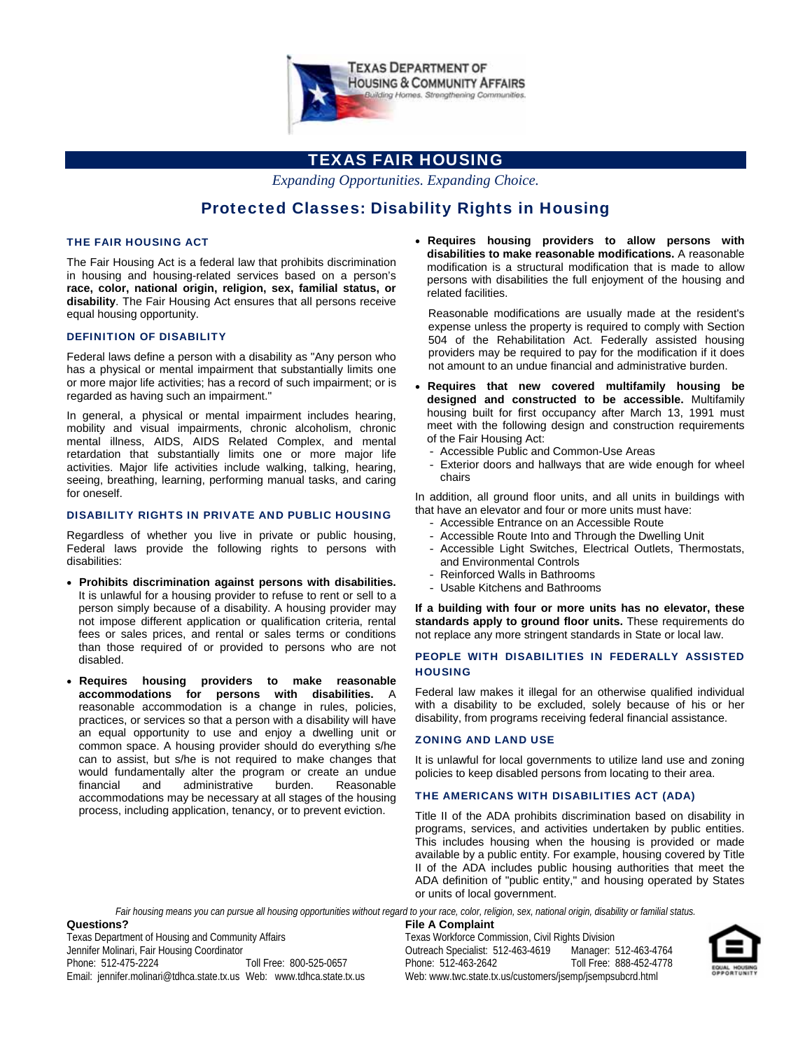TEXAS DEPARTMENT OF HOUSING & COMMUNITY AFFAIRS
*Building Homes. Strengthening Communities.*

# TEXAS FAIR HOUSING

*Expanding Opportunities. Expanding Choice.*

## Protected Classes: Disability Rights in Housing

### THE FAIR HOUSING ACT

The Fair Housing Act is a federal law that prohibits discrimination in housing and housing-related services based on a person's **race, color, national origin, religion, sex, familial status, or disability**. The Fair Housing Act ensures that all persons receive equal housing opportunity.

### DEFINITION OF DISABILITY

Federal laws define a person with a disability as "Any person who has a physical or mental impairment that substantially limits one or more major life activities; has a record of such impairment; or is regarded as having such an impairment."

In general, a physical or mental impairment includes hearing, mobility and visual impairments, chronic alcoholism, chronic mental illness, AIDS, AIDS Related Complex, and mental retardation that substantially limits one or more major life activities. Major life activities include walking, talking, hearing, seeing, breathing, learning, performing manual tasks, and caring for oneself.

### DISABILITY RIGHTS IN PRIVATE AND PUBLIC HOUSING

Regardless of whether you live in private or public housing, Federal laws provide the following rights to persons with disabilities:

- **Prohibits discrimination against persons with disabilities.** It is unlawful for a housing provider to refuse to rent or sell to a person simply because of a disability. A housing provider may not impose different application or qualification criteria, rental fees or sales prices, and rental or sales terms or conditions than those required of or provided to persons who are not disabled.
- **Requires housing providers to make reasonable accommodations for persons with disabilities.** A reasonable accommodation is a change in rules, policies, practices, or services so that a person with a disability will have an equal opportunity to use and enjoy a dwelling unit or common space. A housing provider should do everything s/he can to assist, but s/he is not required to make changes that would fundamentally alter the program or create an undue financial and administrative burden. Reasonable accommodations may be necessary at all stages of the housing process, including application, tenancy, or to prevent eviction.
- **Requires housing providers to allow persons with disabilities to make reasonable modifications.** A reasonable modification is a structural modification that is made to allow persons with disabilities the full enjoyment of the housing and related facilities.

  Reasonable modifications are usually made at the resident's expense unless the property is required to comply with Section 504 of the Rehabilitation Act. Federally assisted housing providers may be required to pay for the modification if it does not amount to an undue financial and administrative burden.
- **Requires that new covered multifamily housing be designed and constructed to be accessible.** Multifamily housing built for first occupancy after March 13, 1991 must meet with the following design and construction requirements of the Fair Housing Act:
  - Accessible Public and Common-Use Areas
  - Exterior doors and hallways that are wide enough for wheel chairs

In addition, all ground floor units, and all units in buildings with that have an elevator and four or more units must have:

- Accessible Entrance on an Accessible Route
- Accessible Route Into and Through the Dwelling Unit
- Accessible Light Switches, Electrical Outlets, Thermostats, and Environmental Controls
- Reinforced Walls in Bathrooms
- Usable Kitchens and Bathrooms

**If a building with four or more units has no elevator, these standards apply to ground floor units.** These requirements do not replace any more stringent standards in State or local law.

### PEOPLE WITH DISABILITIES IN FEDERALLY ASSISTED HOUSING

Federal law makes it illegal for an otherwise qualified individual with a disability to be excluded, solely because of his or her disability, from programs receiving federal financial assistance.

### ZONING AND LAND USE

It is unlawful for local governments to utilize land use and zoning policies to keep disabled persons from locating to their area.

### THE AMERICANS WITH DISABILITIES ACT (ADA)

Title II of the ADA prohibits discrimination based on disability in programs, services, and activities undertaken by public entities. This includes housing when the housing is provided or made available by a public entity. For example, housing covered by Title II of the ADA includes public housing authorities that meet the ADA definition of "public entity," and housing operated by States or units of local government.

*Fair housing means you can pursue all housing opportunities without regard to your race, color, religion, sex, national origin, disability or familial status.*

**Questions?**
Texas Department of Housing and Community Affairs
Jennifer Molinari, Fair Housing Coordinator
Phone: 512-475-2224 Toll Free: 800-525-0657
Email: jennifer.molinari@tdhca.state.tx.us Web: www.tdhca.state.tx.us

**File A Complaint**
Texas Workforce Commission, Civil Rights Division
Outreach Specialist: 512-463-4619 Manager: 512-463-4764
Phone: 512-463-2642 Toll Free: 888-452-4778
Web: www.twc.state.tx.us/customers/jsemp/jsempsubcrd.html

EQUAL HOUSING OPPORTUNITY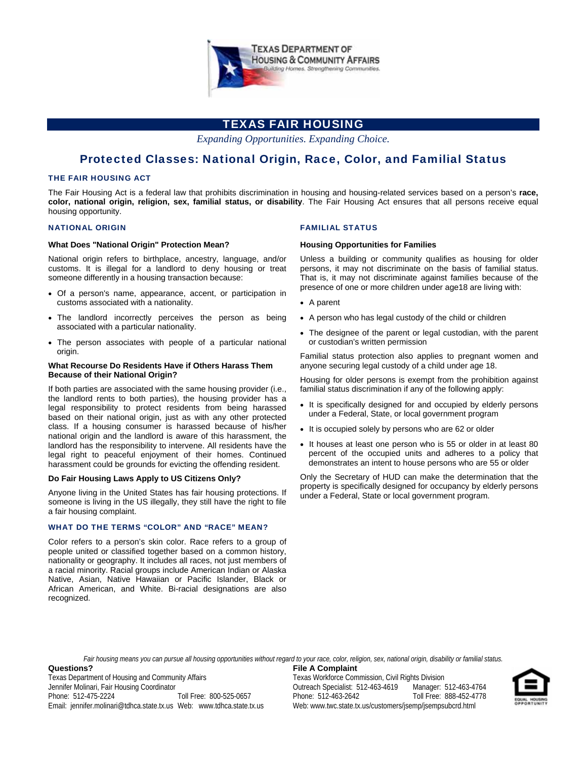TEXAS DEPARTMENT OF HOUSING & COMMUNITY AFFAIRS
*Building Homes. Strengthening Communities.*

# TEXAS FAIR HOUSING

*Expanding Opportunities. Expanding Choice.*

## Protected Classes: National Origin, Race, Color, and Familial Status

### THE FAIR HOUSING ACT

The Fair Housing Act is a federal law that prohibits discrimination in housing and housing-related services based on a person's **race, color, national origin, religion, sex, familial status, or disability**. The Fair Housing Act ensures that all persons receive equal housing opportunity.

### NATIONAL ORIGIN

**What Does "National Origin" Protection Mean?**

National origin refers to birthplace, ancestry, language, and/or customs. It is illegal for a landlord to deny housing or treat someone differently in a housing transaction because:

- Of a person's name, appearance, accent, or participation in customs associated with a nationality.
- The landlord incorrectly perceives the person as being associated with a particular nationality.
- The person associates with people of a particular national origin.

**What Recourse Do Residents Have if Others Harass Them Because of their National Origin?**

If both parties are associated with the same housing provider (i.e., the landlord rents to both parties), the housing provider has a legal responsibility to protect residents from being harassed based on their national origin, just as with any other protected class. If a housing consumer is harassed because of his/her national origin and the landlord is aware of this harassment, the landlord has the responsibility to intervene. All residents have the legal right to peaceful enjoyment of their homes. Continued harassment could be grounds for evicting the offending resident.

**Do Fair Housing Laws Apply to US Citizens Only?**

Anyone living in the United States has fair housing protections. If someone is living in the US illegally, they still have the right to file a fair housing complaint.

### WHAT DO THE TERMS "COLOR" AND "RACE" MEAN?

Color refers to a person's skin color. Race refers to a group of people united or classified together based on a common history, nationality or geography. It includes all races, not just members of a racial minority. Racial groups include American Indian or Alaska Native, Asian, Native Hawaiian or Pacific Islander, Black or African American, and White. Bi-racial designations are also recognized.

### FAMILIAL STATUS

**Housing Opportunities for Families**

Unless a building or community qualifies as housing for older persons, it may not discriminate on the basis of familial status. That is, it may not discriminate against families because of the presence of one or more children under age18 are living with:

- A parent
- A person who has legal custody of the child or children
- The designee of the parent or legal custodian, with the parent or custodian's written permission

Familial status protection also applies to pregnant women and anyone securing legal custody of a child under age 18.

Housing for older persons is exempt from the prohibition against familial status discrimination if any of the following apply:

- It is specifically designed for and occupied by elderly persons under a Federal, State, or local government program
- It is occupied solely by persons who are 62 or older
- It houses at least one person who is 55 or older in at least 80 percent of the occupied units and adheres to a policy that demonstrates an intent to house persons who are 55 or older

Only the Secretary of HUD can make the determination that the property is specifically designed for occupancy by elderly persons under a Federal, State or local government program.

*Fair housing means you can pursue all housing opportunities without regard to your race, color, religion, sex, national origin, disability or familial status.*

**Questions?**
Texas Department of Housing and Community Affairs
Jennifer Molinari, Fair Housing Coordinator
Phone: 512-475-2224 Toll Free: 800-525-0657
Email: jennifer.molinari@tdhca.state.tx.us Web: www.tdhca.state.tx.us

**File A Complaint**
Texas Workforce Commission, Civil Rights Division
Outreach Specialist: 512-463-4619 Manager: 512-463-4764
Phone: 512-463-2642 Toll Free: 888-452-4778
Web: www.twc.state.tx.us/customers/jsemp/jsempsubcrd.html

EQUAL HOUSING OPPORTUNITY